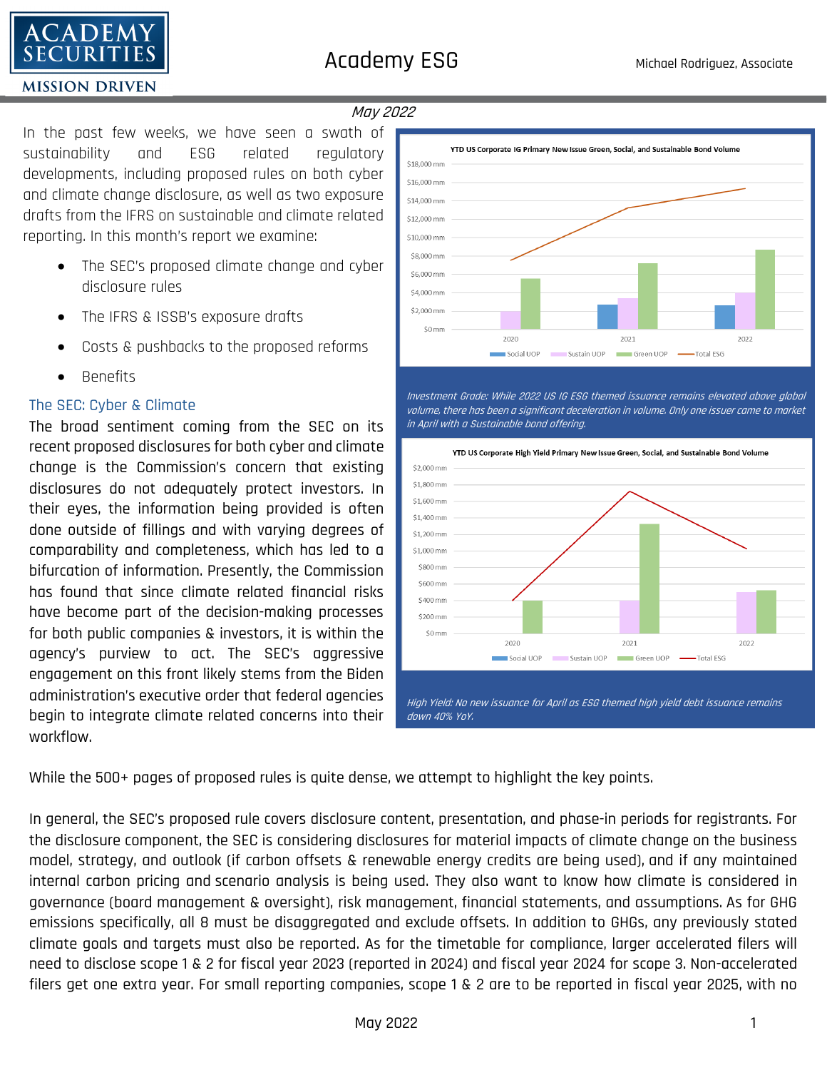# Academy ESG

Michael Rodriguez, Associate

*May 2022*

In the past few weeks, we have seen a swath of sustainability and ESG related regulatory developments, including proposed rules on both cyber and climate change disclosure, as well as two exposure drafts from the IFRS on sustainable and climate related reporting. In this month's report we examine:

- The SEC's proposed climate change and cyber disclosure rules
- The IFRS & ISSB's exposure drafts
- Costs & pushbacks to the proposed reforms
- Benefits

*Investment Grade: While 2022 US IG ESG themed issuance remains elevated above global volume, there has been a significant deceleration in volume. Only one issuer came to market in April with a Sustainable bond offering.*

*High Yield: No new issuance for April as ESG themed high yield debt issuance remains down 40% YoY.*

## The SEC: Cyber & Climate

The broad sentiment coming from the SEC on its recent proposed disclosures for both cyber and climate change is the Commission's concern that existing disclosures do not adequately protect investors. In their eyes, the information being provided is often done outside of fillings and with varying degrees of comparability and completeness, which has led to a bifurcation of information. Presently, the Commission has found that since climate related financial risks have become part of the decision-making processes for both public companies & investors, it is within the agency's purview to act. The SEC's aggressive engagement on this front likely stems from the Biden administration's executive order that federal agencies begin to integrate climate related concerns into their workflow.

While the 500+ pages of proposed rules is quite dense, we attempt to highlight the key points.

In general, the SEC's proposed rule covers disclosure content, presentation, and phase-in periods for registrants. For the disclosure component, the SEC is considering disclosures for material impacts of climate change on the business model, strategy, and outlook (if carbon offsets & renewable energy credits are being used), and if any maintained internal carbon pricing and scenario analysis is being used. They also want to know how climate is considered in governance (board management & oversight), risk management, financial statements, and assumptions. As for GHG emissions specifically, all 8 must be disaggregated and exclude offsets. In addition to GHGs, any previously stated climate goals and targets must also be reported. As for the timetable for compliance, larger accelerated filers will need to disclose scope 1 & 2 for fiscal year 2023 (reported in 2024) and fiscal year 2024 for scope 3. Non-accelerated filers get one extra year. For small reporting companies, scope 1 & 2 are to be reported in fiscal year 2025, with no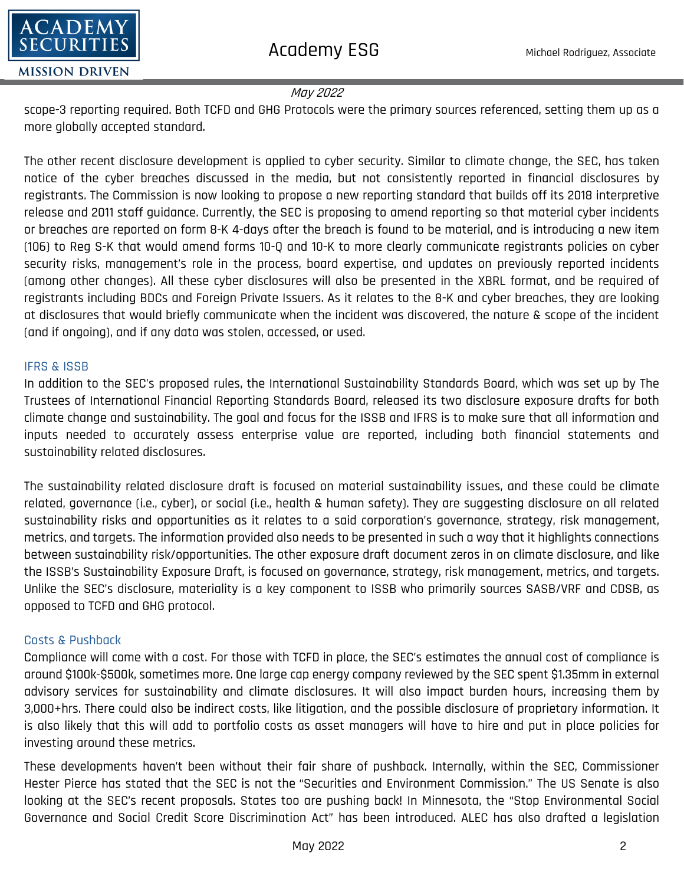scope-3 reporting required. Both TCFD and GHG Protocols were the primary sources referenced, setting them up as a more globally accepted standard.

The other recent disclosure development is applied to cyber security. Similar to climate change, the SEC, has taken notice of the cyber breaches discussed in the media, but not consistently reported in financial disclosures by registrants. The Commission is now looking to propose a new reporting standard that builds off its 2018 interpretive release and 2011 staff guidance. Currently, the SEC is proposing to amend reporting so that material cyber incidents or breaches are reported on form 8-K 4-days after the breach is found to be material, and is introducing a new item (106) to Reg S-K that would amend forms 10-Q and 10-K to more clearly communicate registrants policies on cyber security risks, management's role in the process, board expertise, and updates on previously reported incidents (among other changes). All these cyber disclosures will also be presented in the XBRL format, and be required of registrants including BDCs and Foreign Private Issuers. As it relates to the 8-K and cyber breaches, they are looking at disclosures that would briefly communicate when the incident was discovered, the nature & scope of the incident (and if ongoing), and if any data was stolen, accessed, or used.

### IFRS & ISSB

In addition to the SEC's proposed rules, the International Sustainability Standards Board, which was set up by The Trustees of International Financial Reporting Standards Board, released its two disclosure exposure drafts for both climate change and sustainability. The goal and focus for the ISSB and IFRS is to make sure that all information and inputs needed to accurately assess enterprise value are reported, including both financial statements and sustainability related disclosures.

The sustainability related disclosure draft is focused on material sustainability issues, and these could be climate related, governance (i.e., cyber), or social (i.e., health & human safety). They are suggesting disclosure on all related sustainability risks and opportunities as it relates to a said corporation's governance, strategy, risk management, metrics, and targets. The information provided also needs to be presented in such a way that it highlights connections between sustainability risk/opportunities. The other exposure draft document zeros in on climate disclosure, and like the ISSB's Sustainability Exposure Draft, is focused on governance, strategy, risk management, metrics, and targets. Unlike the SEC's disclosure, materiality is a key component to ISSB who primarily sources SASB/VRF and CDSB, as opposed to TCFD and GHG protocol.

### Costs & Pushback

Compliance will come with a cost. For those with TCFD in place, the SEC's estimates the annual cost of compliance is around $100k-$500k, sometimes more. One large cap energy company reviewed by the SEC spent $1.35mm in external advisory services for sustainability and climate disclosures. It will also impact burden hours, increasing them by 3,000+hrs. There could also be indirect costs, like litigation, and the possible disclosure of proprietary information. It is also likely that this will add to portfolio costs as asset managers will have to hire and put in place policies for investing around these metrics.

These developments haven't been without their fair share of pushback. Internally, within the SEC, Commissioner Hester Pierce has stated that the SEC is not the "Securities and Environment Commission." The US Senate is also looking at the SEC's recent proposals. States too are pushing back! In Minnesota, the "Stop Environmental Social Governance and Social Credit Score Discrimination Act" has been introduced. ALEC has also drafted a legislation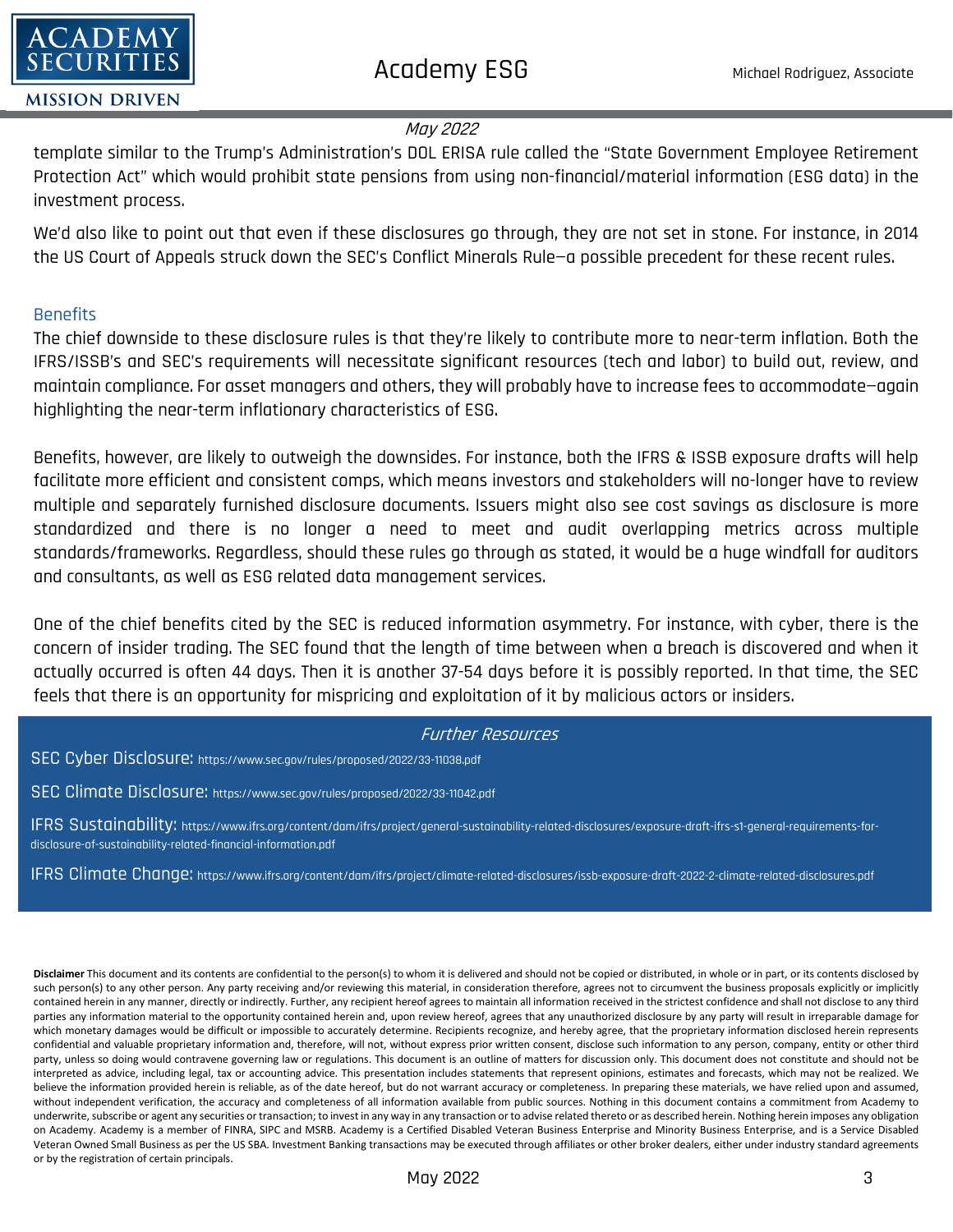template similar to the Trump's Administration's DOL ERISA rule called the "State Government Employee Retirement Protection Act" which would prohibit state pensions from using non-financial/material information (ESG data) in the investment process.

We'd also like to point out that even if these disclosures go through, they are not set in stone. For instance, in 2014 the US Court of Appeals struck down the SEC's Conflict Minerals Rule—a possible precedent for these recent rules.

## Benefits

The chief downside to these disclosure rules is that they're likely to contribute more to near-term inflation. Both the IFRS/ISSB's and SEC's requirements will necessitate significant resources (tech and labor) to build out, review, and maintain compliance. For asset managers and others, they will probably have to increase fees to accommodate—again highlighting the near-term inflationary characteristics of ESG.

Benefits, however, are likely to outweigh the downsides. For instance, both the IFRS & ISSB exposure drafts will help facilitate more efficient and consistent comps, which means investors and stakeholders will no-longer have to review multiple and separately furnished disclosure documents. Issuers might also see cost savings as disclosure is more standardized and there is no longer a need to meet and audit overlapping metrics across multiple standards/frameworks. Regardless, should these rules go through as stated, it would be a huge windfall for auditors and consultants, as well as ESG related data management services.

One of the chief benefits cited by the SEC is reduced information asymmetry. For instance, with cyber, there is the concern of insider trading. The SEC found that the length of time between when a breach is discovered and when it actually occurred is often 44 days. Then it is another 37-54 days before it is possibly reported. In that time, the SEC feels that there is an opportunity for mispricing and exploitation of it by malicious actors or insiders.

*Further Resources*

SEC Cyber Disclosure: https://www.sec.gov/rules/proposed/2022/33-11038.pdf

SEC Climate Disclosure: https://www.sec.gov/rules/proposed/2022/33-11042.pdf

IFRS Sustainability: https://www.ifrs.org/content/dam/ifrs/project/general-sustainability-related-disclosures/exposure-draft-ifrs-s1-general-requirements-for-disclosure-of-sustainability-related-financial-information.pdf

IFRS Climate Change: https://www.ifrs.org/content/dam/ifrs/project/climate-related-disclosures/issb-exposure-draft-2022-2-climate-related-disclosures.pdf

**Disclaimer** This document and its contents are confidential to the person(s) to whom it is delivered and should not be copied or distributed, in whole or in part, or its contents disclosed by such person(s) to any other person. Any party receiving and/or reviewing this material, in consideration therefore, agrees not to circumvent the business proposals explicitly or implicitly contained herein in any manner, directly or indirectly. Further, any recipient hereof agrees to maintain all information received in the strictest confidence and shall not disclose to any third parties any information material to the opportunity contained herein and, upon review hereof, agrees that any unauthorized disclosure by any party will result in irreparable damage for which monetary damages would be difficult or impossible to accurately determine. Recipients recognize, and hereby agree, that the proprietary information disclosed herein represents confidential and valuable proprietary information and, therefore, will not, without express prior written consent, disclose such information to any person, company, entity or other third party, unless so doing would contravene governing law or regulations. This document is an outline of matters for discussion only. This document does not constitute and should not be interpreted as advice, including legal, tax or accounting advice. This presentation includes statements that represent opinions, estimates and forecasts, which may not be realized. We believe the information provided herein is reliable, as of the date hereof, but do not warrant accuracy or completeness. In preparing these materials, we have relied upon and assumed, without independent verification, the accuracy and completeness of all information available from public sources. Nothing in this document contains a commitment from Academy to underwrite, subscribe or agent any securities or transaction; to invest in any way in any transaction or to advise related thereto or as described herein. Nothing herein imposes any obligation on Academy. Academy is a member of FINRA, SIPC and MSRB. Academy is a Certified Disabled Veteran Business Enterprise and Minority Business Enterprise, and is a Service Disabled Veteran Owned Small Business as per the US SBA. Investment Banking transactions may be executed through affiliates or other broker dealers, either under industry standard agreements or by the registration of certain principals.